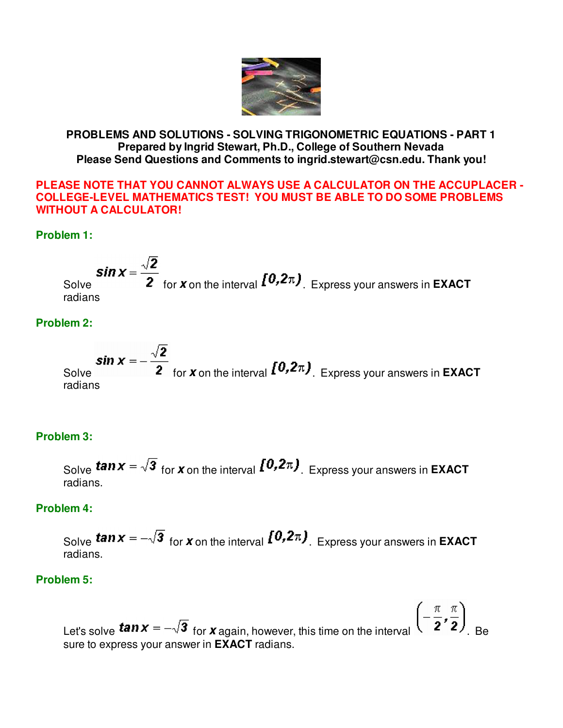**PROBLEMS AND SOLUTIONS - SOLVING TRIGONOMETRIC EQUATIONS - PART 1**
**Prepared by Ingrid Stewart, Ph.D., College of Southern Nevada**
**Please Send Questions and Comments to ingrid.stewart@csn.edu. Thank you!**

**PLEASE NOTE THAT YOU CANNOT ALWAYS USE A CALCULATOR ON THE ACCUPLACER - COLLEGE-LEVEL MATHEMATICS TEST! YOU MUST BE ABLE TO DO SOME PROBLEMS WITHOUT A CALCULATOR!**

### Problem 1:

Solve $\sin x = \dfrac{\sqrt{2}}{2}$ for $x$ on the interval $[0, 2\pi)$. Express your answers in **EXACT** radians

### Problem 2:

Solve $\sin x = -\dfrac{\sqrt{2}}{2}$ for $x$ on the interval $[0, 2\pi)$. Express your answers in **EXACT** radians

### Problem 3:

Solve $\tan x = \sqrt{3}$ for $x$ on the interval $[0, 2\pi)$. Express your answers in **EXACT** radians.

### Problem 4:

Solve $\tan x = -\sqrt{3}$ for $x$ on the interval $[0, 2\pi)$. Express your answers in **EXACT** radians.

### Problem 5:

Let's solve $\tan x = -\sqrt{3}$ for $x$ again, however, this time on the interval $\left(-\dfrac{\pi}{2}, \dfrac{\pi}{2}\right)$. Be sure to express your answer in **EXACT** radians.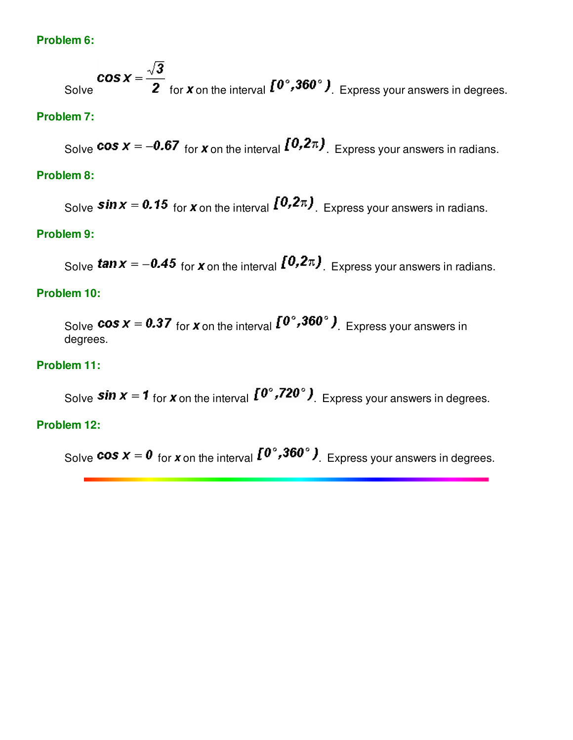### Problem 6:

Solve $\cos x = \frac{\sqrt{3}}{2}$ for $x$ on the interval $[0°, 360°)$. Express your answers in degrees.

### Problem 7:

Solve $\cos x = -0.67$ for $x$ on the interval $[0, 2\pi)$. Express your answers in radians.

### Problem 8:

Solve $\sin x = 0.15$ for $x$ on the interval $[0, 2\pi)$. Express your answers in radians.

### Problem 9:

Solve $\tan x = -0.45$ for $x$ on the interval $[0, 2\pi)$. Express your answers in radians.

### Problem 10:

Solve $\cos x = 0.37$ for $x$ on the interval $[0°, 360°)$. Express your answers in degrees.

### Problem 11:

Solve $\sin x = 1$ for $x$ on the interval $[0°, 720°)$. Express your answers in degrees.

### Problem 12:

Solve $\cos x = 0$ for $x$ on the interval $[0°, 360°)$. Express your answers in degrees.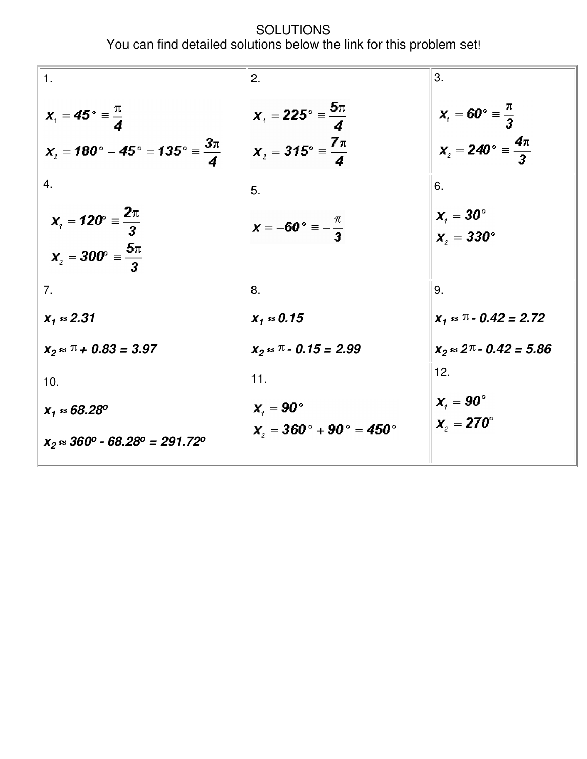SOLUTIONS

You can find detailed solutions below the link for this problem set!

| | | |
|---|---|---|
| 1. $x_1 = 45° \equiv \frac{\pi}{4}$ $x_2 = 180° - 45° = 135° \equiv \frac{3\pi}{4}$ | 2. $x_1 = 225° \equiv \frac{5\pi}{4}$ $x_2 = 315° \equiv \frac{7\pi}{4}$ | 3. $x_1 = 60° \equiv \frac{\pi}{3}$ $x_2 = 240° \equiv \frac{4\pi}{3}$ |
| 4. $x_1 = 120° \equiv \frac{2\pi}{3}$ $x_2 = 300° \equiv \frac{5\pi}{3}$ | 5. $x = -60° \equiv -\frac{\pi}{3}$ | 6. $x_1 = 30°$ $x_2 = 330°$ |
| 7. $x_1 \approx 2.31$ $x_2 \approx \pi + 0.83 = 3.97$ | 8. $x_1 \approx 0.15$ $x_2 \approx \pi - 0.15 = 2.99$ | 9. $x_1 \approx \pi - 0.42 = 2.72$ $x_2 \approx 2\pi - 0.42 = 5.86$ |
| 10. $x_1 \approx 68.28°$ $x_2 \approx 360° - 68.28° = 291.72°$ | 11. $x_1 = 90°$ $x_2 = 360° + 90° = 450°$ | 12. $x_1 = 90°$ $x_2 = 270°$ |